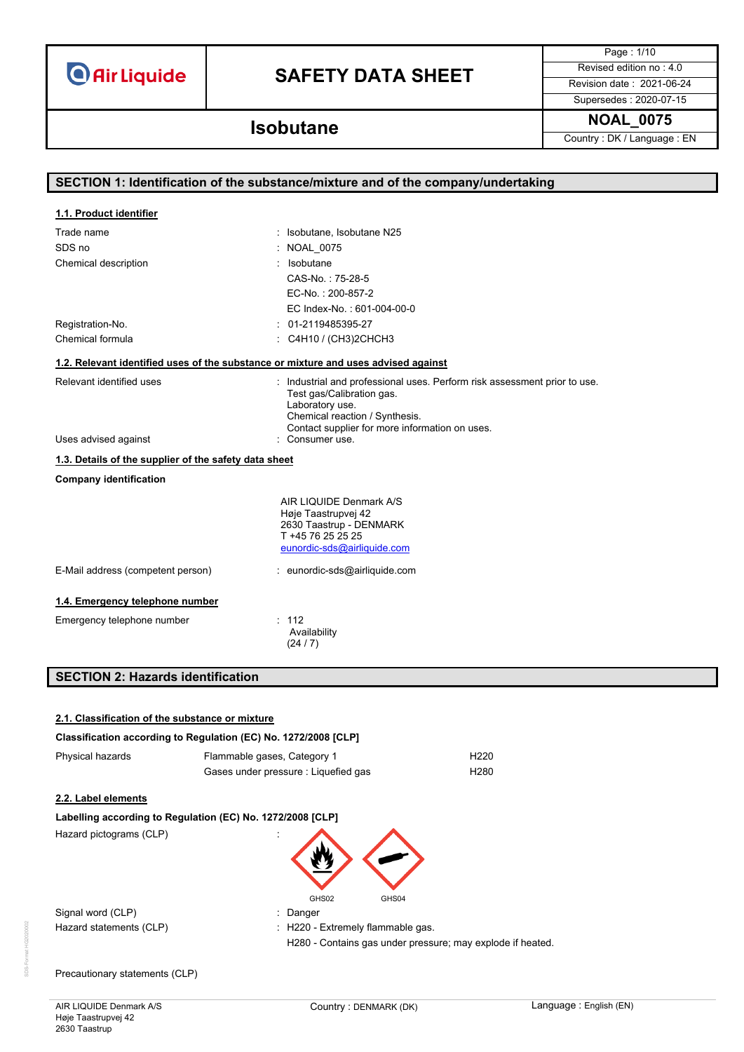# SAFETY DATA SHEET

## Isobutane

| | |
|---|---|
| Revised edition no : 4.0 | |
| Revision date : 2021-06-24 | |
| Supersedes : 2020-07-15 | |
| NOAL_0075 | |
| Country : DK / Language : EN | |

## SECTION 1: Identification of the substance/mixture and of the company/undertaking

### 1.1. Product identifier

Trade name : Isobutane, Isobutane N25

SDS no : NOAL_0075

Chemical description : Isobutane
CAS-No. : 75-28-5
EC-No. : 200-857-2
EC Index-No. : 601-004-00-0

Registration-No. : 01-2119485395-27

Chemical formula : $C_4H_{10}$ / $(CH_3)_2CHCH_3$

### 1.2. Relevant identified uses of the substance or mixture and uses advised against

Relevant identified uses : Industrial and professional uses. Perform risk assessment prior to use.
Test gas/Calibration gas.
Laboratory use.
Chemical reaction / Synthesis.
Contact supplier for more information on uses.

Uses advised against : Consumer use.

### 1.3. Details of the supplier of the safety data sheet

**Company identification**

AIR LIQUIDE Denmark A/S
Høje Taastrupvej 42
2630 Taastrup - DENMARK
T +45 76 25 25 25
eunordic-sds@airliquide.com

E-Mail address (competent person) : eunordic-sds@airliquide.com

### 1.4. Emergency telephone number

Emergency telephone number : 112
Availability
(24 / 7)

## SECTION 2: Hazards identification

### 2.1. Classification of the substance or mixture

**Classification according to Regulation (EC) No. 1272/2008 [CLP]**

| | | |
|---|---|---|
| Physical hazards | Flammable gases, Category 1 | H220 |
| | Gases under pressure : Liquefied gas | H280 |

### 2.2. Label elements

**Labelling according to Regulation (EC) No. 1272/2008 [CLP]**

Hazard pictograms (CLP) : GHS02, GHS04

Signal word (CLP) : Danger

Hazard statements (CLP) : H220 - Extremely flammable gas.
H280 - Contains gas under pressure; may explode if heated.

Precautionary statements (CLP)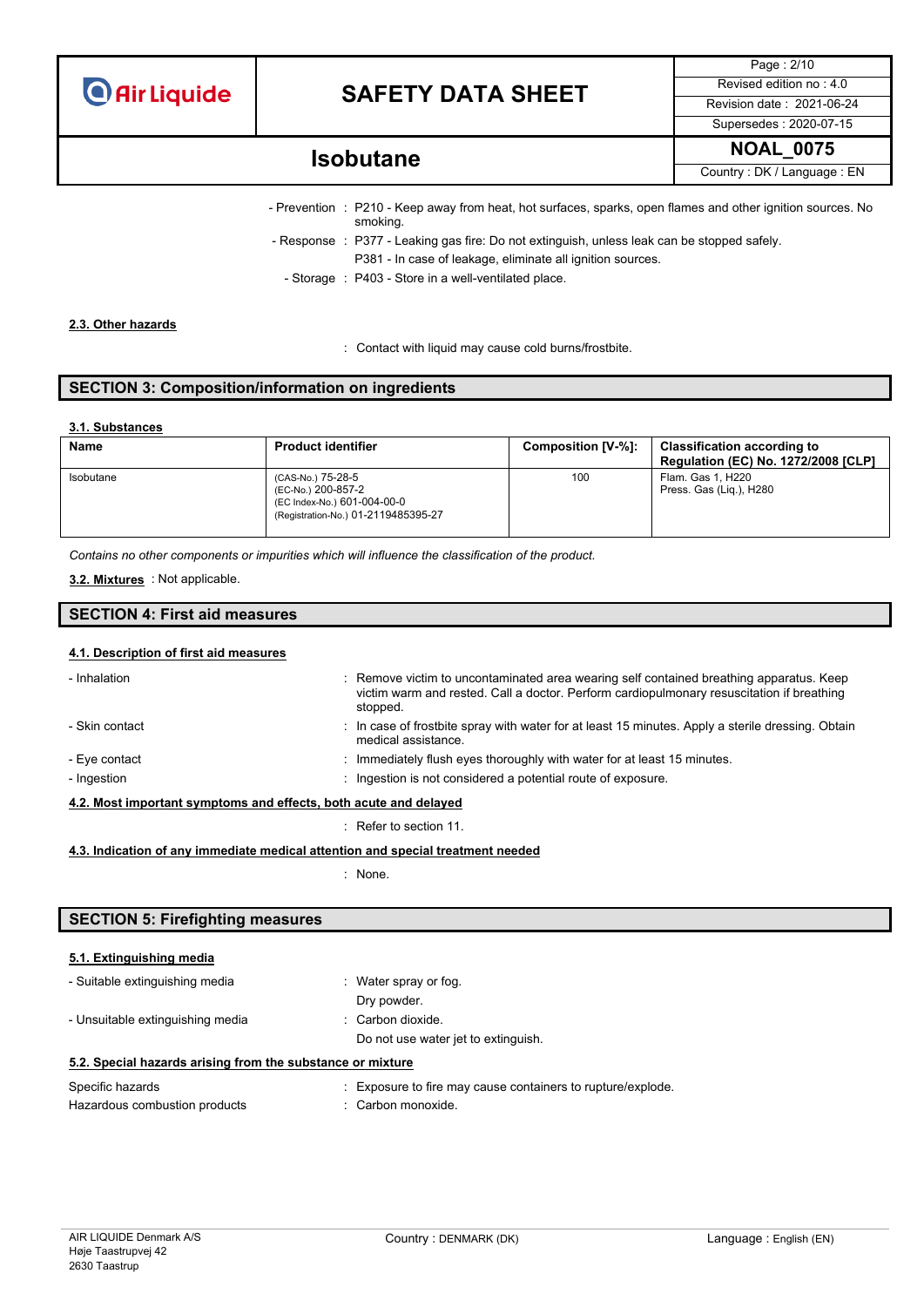- Prevention : P210 - Keep away from heat, hot surfaces, sparks, open flames and other ignition sources. No smoking.
- Response : P377 - Leaking gas fire: Do not extinguish, unless leak can be stopped safely.
  P381 - In case of leakage, eliminate all ignition sources.
- Storage : P403 - Store in a well-ventilated place.

### 2.3. Other hazards

: Contact with liquid may cause cold burns/frostbite.

## SECTION 3: Composition/information on ingredients

### 3.1. Substances

| Name | Product identifier | Composition [V-%]: | Classification according to Regulation (EC) No. 1272/2008 [CLP] |
|---|---|---|---|
| Isobutane | (CAS-No.) 75-28-5<br>(EC-No.) 200-857-2<br>(EC Index-No.) 601-004-00-0<br>(Registration-No.) 01-2119485395-27 | 100 | Flam. Gas 1, H220<br>Press. Gas (Liq.), H280 |

*Contains no other components or impurities which will influence the classification of the product.*

**3.2. Mixtures** : Not applicable.

## SECTION 4: First aid measures

### 4.1. Description of first aid measures

- Inhalation : Remove victim to uncontaminated area wearing self contained breathing apparatus. Keep victim warm and rested. Call a doctor. Perform cardiopulmonary resuscitation if breathing stopped.
- Skin contact : In case of frostbite spray with water for at least 15 minutes. Apply a sterile dressing. Obtain medical assistance.
- Eye contact : Immediately flush eyes thoroughly with water for at least 15 minutes.
- Ingestion : Ingestion is not considered a potential route of exposure.

### 4.2. Most important symptoms and effects, both acute and delayed

: Refer to section 11.

### 4.3. Indication of any immediate medical attention and special treatment needed

: None.

## SECTION 5: Firefighting measures

### 5.1. Extinguishing media

- Suitable extinguishing media : Water spray or fog.
  Dry powder.
- Unsuitable extinguishing media : Carbon dioxide.
  Do not use water jet to extinguish.

### 5.2. Special hazards arising from the substance or mixture

Specific hazards : Exposure to fire may cause containers to rupture/explode.

Hazardous combustion products : Carbon monoxide.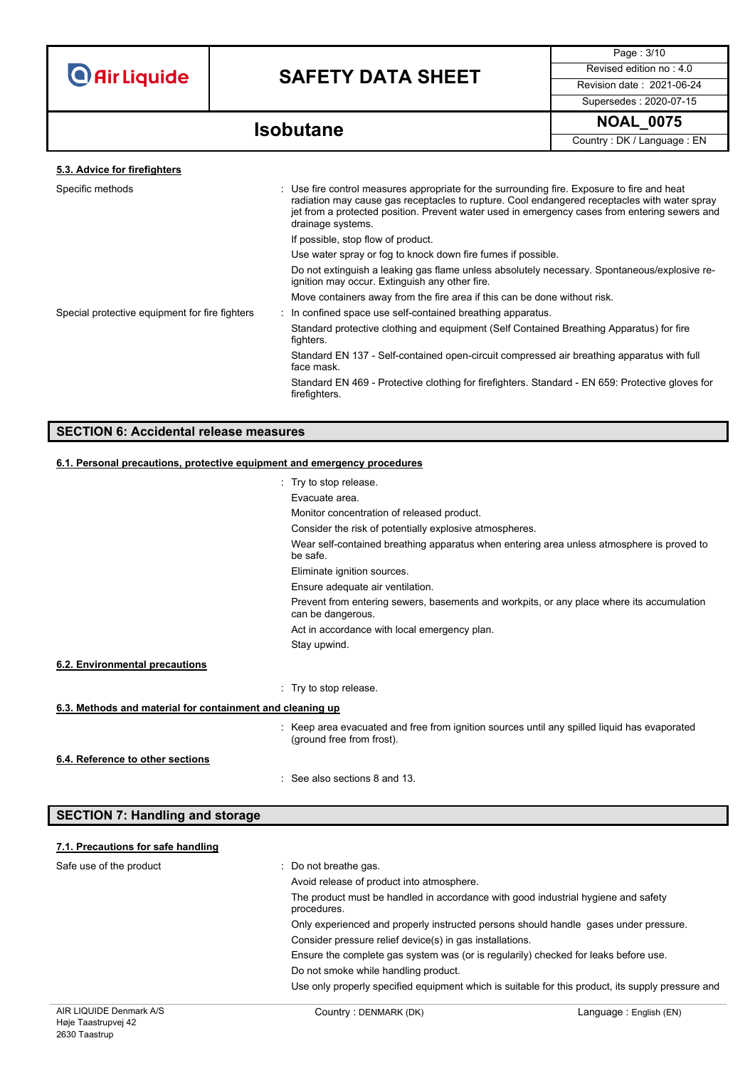#### 5.3. Advice for firefighters

Specific methods : Use fire control measures appropriate for the surrounding fire. Exposure to fire and heat radiation may cause gas receptacles to rupture. Cool endangered receptacles with water spray jet from a protected position. Prevent water used in emergency cases from entering sewers and drainage systems.

If possible, stop flow of product.

Use water spray or fog to knock down fire fumes if possible.

Do not extinguish a leaking gas flame unless absolutely necessary. Spontaneous/explosive re-ignition may occur. Extinguish any other fire.

Move containers away from the fire area if this can be done without risk.

Special protective equipment for fire fighters : In confined space use self-contained breathing apparatus.

Standard protective clothing and equipment (Self Contained Breathing Apparatus) for fire fighters.

Standard EN 137 - Self-contained open-circuit compressed air breathing apparatus with full face mask.

Standard EN 469 - Protective clothing for firefighters. Standard - EN 659: Protective gloves for firefighters.

## SECTION 6: Accidental release measures

#### 6.1. Personal precautions, protective equipment and emergency procedures

: Try to stop release.

Evacuate area.

Monitor concentration of released product.

Consider the risk of potentially explosive atmospheres.

Wear self-contained breathing apparatus when entering area unless atmosphere is proved to be safe.

Eliminate ignition sources.

Ensure adequate air ventilation.

Prevent from entering sewers, basements and workpits, or any place where its accumulation can be dangerous.

Act in accordance with local emergency plan.

Stay upwind.

#### 6.2. Environmental precautions

: Try to stop release.

#### 6.3. Methods and material for containment and cleaning up

: Keep area evacuated and free from ignition sources until any spilled liquid has evaporated (ground free from frost).

#### 6.4. Reference to other sections

: See also sections 8 and 13.

## SECTION 7: Handling and storage

#### 7.1. Precautions for safe handling

Safe use of the product : Do not breathe gas.

Avoid release of product into atmosphere.

The product must be handled in accordance with good industrial hygiene and safety procedures.

Only experienced and properly instructed persons should handle gases under pressure.

Consider pressure relief device(s) in gas installations.

Ensure the complete gas system was (or is regularily) checked for leaks before use.

Do not smoke while handling product.

Use only properly specified equipment which is suitable for this product, its supply pressure and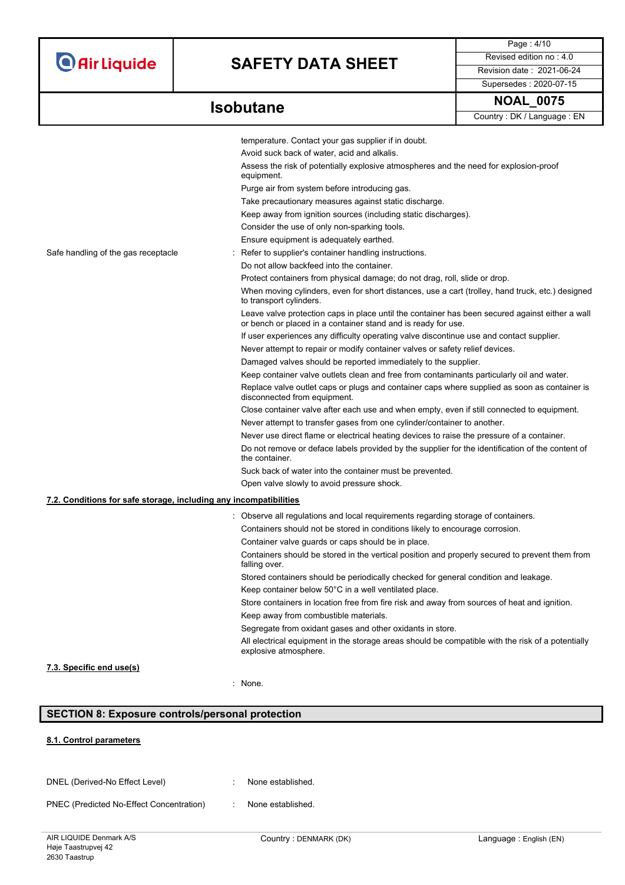temperature. Contact your gas supplier if in doubt.

Avoid suck back of water, acid and alkalis.

Assess the risk of potentially explosive atmospheres and the need for explosion-proof equipment.

Purge air from system before introducing gas.

Take precautionary measures against static discharge.

Keep away from ignition sources (including static discharges).

Consider the use of only non-sparking tools.

Ensure equipment is adequately earthed.

Safe handling of the gas receptacle : Refer to supplier's container handling instructions.

Do not allow backfeed into the container.

Protect containers from physical damage; do not drag, roll, slide or drop.

When moving cylinders, even for short distances, use a cart (trolley, hand truck, etc.) designed to transport cylinders.

Leave valve protection caps in place until the container has been secured against either a wall or bench or placed in a container stand and is ready for use.

If user experiences any difficulty operating valve discontinue use and contact supplier.

Never attempt to repair or modify container valves or safety relief devices.

Damaged valves should be reported immediately to the supplier.

Keep container valve outlets clean and free from contaminants particularly oil and water.

Replace valve outlet caps or plugs and container caps where supplied as soon as container is disconnected from equipment.

Close container valve after each use and when empty, even if still connected to equipment.

Never attempt to transfer gases from one cylinder/container to another.

Never use direct flame or electrical heating devices to raise the pressure of a container.

Do not remove or deface labels provided by the supplier for the identification of the content of the container.

Suck back of water into the container must be prevented.

Open valve slowly to avoid pressure shock.

**7.2. Conditions for safe storage, including any incompatibilities**

: Observe all regulations and local requirements regarding storage of containers.

Containers should not be stored in conditions likely to encourage corrosion.

Container valve guards or caps should be in place.

Containers should be stored in the vertical position and properly secured to prevent them from falling over.

Stored containers should be periodically checked for general condition and leakage.

Keep container below 50°C in a well ventilated place.

Store containers in location free from fire risk and away from sources of heat and ignition.

Keep away from combustible materials.

Segregate from oxidant gases and other oxidants in store.

All electrical equipment in the storage areas should be compatible with the risk of a potentially explosive atmosphere.

**7.3. Specific end use(s)**

: None.

## SECTION 8: Exposure controls/personal protection

**8.1. Control parameters**

DNEL (Derived-No Effect Level) : None established.

PNEC (Predicted No-Effect Concentration) : None established.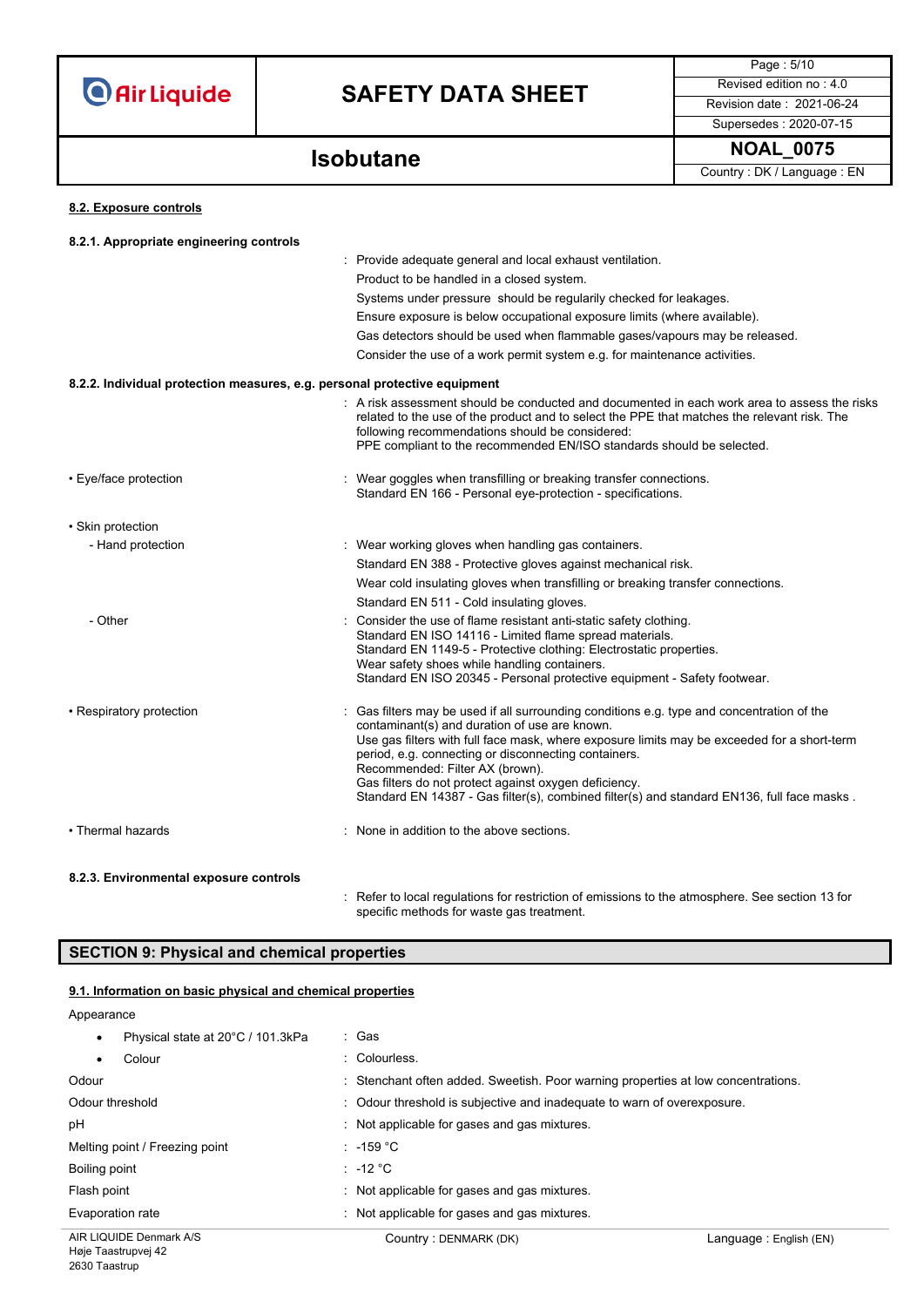#### 8.2. Exposure controls

**8.2.1. Appropriate engineering controls**

: Provide adequate general and local exhaust ventilation.
Product to be handled in a closed system.
Systems under pressure should be regularly checked for leakages.
Ensure exposure is below occupational exposure limits (where available).
Gas detectors should be used when flammable gases/vapours may be released.
Consider the use of a work permit system e.g. for maintenance activities.

**8.2.2. Individual protection measures, e.g. personal protective equipment**

: A risk assessment should be conducted and documented in each work area to assess the risks related to the use of the product and to select the PPE that matches the relevant risk. The following recommendations should be considered:
PPE compliant to the recommended EN/ISO standards should be selected.

• Eye/face protection : Wear goggles when transfilling or breaking transfer connections.
Standard EN 166 - Personal eye-protection - specifications.

• Skin protection

- Hand protection : Wear working gloves when handling gas containers.
Standard EN 388 - Protective gloves against mechanical risk.
Wear cold insulating gloves when transfilling or breaking transfer connections.
Standard EN 511 - Cold insulating gloves.
- Other : Consider the use of flame resistant anti-static safety clothing.
Standard EN ISO 14116 - Limited flame spread materials.
Standard EN 1149-5 - Protective clothing: Electrostatic properties.
Wear safety shoes while handling containers.
Standard EN ISO 20345 - Personal protective equipment - Safety footwear.

• Respiratory protection : Gas filters may be used if all surrounding conditions e.g. type and concentration of the contaminant(s) and duration of use are known.
Use gas filters with full face mask, where exposure limits may be exceeded for a short-term period, e.g. connecting or disconnecting containers.
Recommended: Filter AX (brown).
Gas filters do not protect against oxygen deficiency.
Standard EN 14387 - Gas filter(s), combined filter(s) and standard EN136, full face masks .

• Thermal hazards : None in addition to the above sections.

**8.2.3. Environmental exposure controls**

: Refer to local regulations for restriction of emissions to the atmosphere. See section 13 for specific methods for waste gas treatment.

## SECTION 9: Physical and chemical properties

#### 9.1. Information on basic physical and chemical properties

Appearance

- Physical state at 20°C / 101.3kPa : Gas
- Colour : Colourless.

Odour : Stenchant often added. Sweetish. Poor warning properties at low concentrations.

Odour threshold : Odour threshold is subjective and inadequate to warn of overexposure.

pH : Not applicable for gases and gas mixtures.

Melting point / Freezing point : -159 °C

Boiling point : -12 °C

Flash point : Not applicable for gases and gas mixtures.

Evaporation rate : Not applicable for gases and gas mixtures.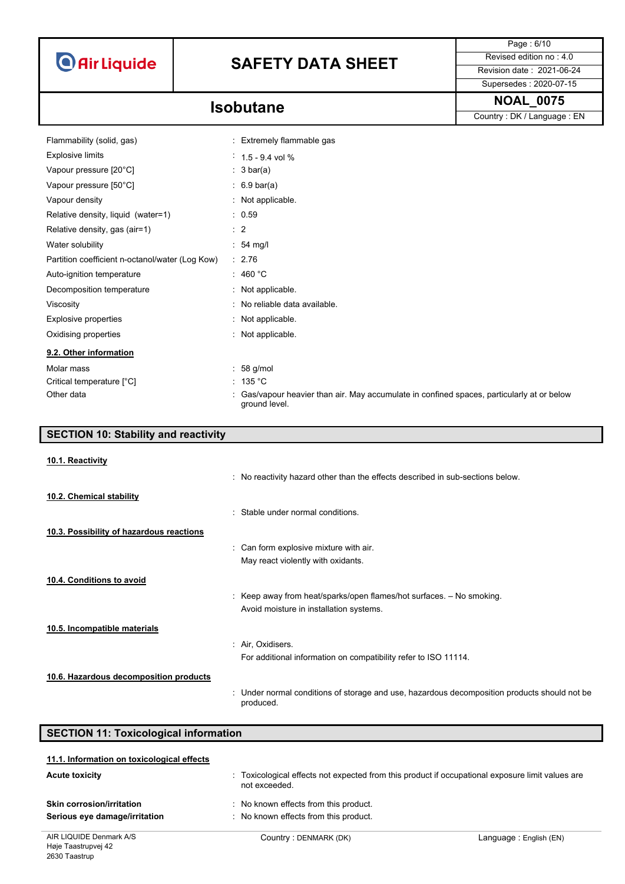| | |
|---|---|
| Flammability (solid, gas) | : Extremely flammable gas |
| Explosive limits | : 1.5 - 9.4 vol % |
| Vapour pressure [20°C] | : 3 bar(a) |
| Vapour pressure [50°C] | : 6.9 bar(a) |
| Vapour density | : Not applicable. |
| Relative density, liquid (water=1) | : 0.59 |
| Relative density, gas (air=1) | : 2 |
| Water solubility | : 54 mg/l |
| Partition coefficient n-octanol/water (Log Kow) | : 2.76 |
| Auto-ignition temperature | : 460 °C |
| Decomposition temperature | : Not applicable. |
| Viscosity | : No reliable data available. |
| Explosive properties | : Not applicable. |
| Oxidising properties | : Not applicable. |

### 9.2. Other information

| | |
|---|---|
| Molar mass | : 58 g/mol |
| Critical temperature [°C] | : 135 °C |
| Other data | : Gas/vapour heavier than air. May accumulate in confined spaces, particularly at or below ground level. |

## SECTION 10: Stability and reactivity

### 10.1. Reactivity

: No reactivity hazard other than the effects described in sub-sections below.

### 10.2. Chemical stability

: Stable under normal conditions.

### 10.3. Possibility of hazardous reactions

: Can form explosive mixture with air.
May react violently with oxidants.

### 10.4. Conditions to avoid

: Keep away from heat/sparks/open flames/hot surfaces. – No smoking.
Avoid moisture in installation systems.

### 10.5. Incompatible materials

: Air, Oxidisers.
For additional information on compatibility refer to ISO 11114.

### 10.6. Hazardous decomposition products

: Under normal conditions of storage and use, hazardous decomposition products should not be produced.

## SECTION 11: Toxicological information

### 11.1. Information on toxicological effects

| | |
|---|---|
| **Acute toxicity** | : Toxicological effects not expected from this product if occupational exposure limit values are not exceeded. |
| **Skin corrosion/irritation** | : No known effects from this product. |
| **Serious eye damage/irritation** | : No known effects from this product. |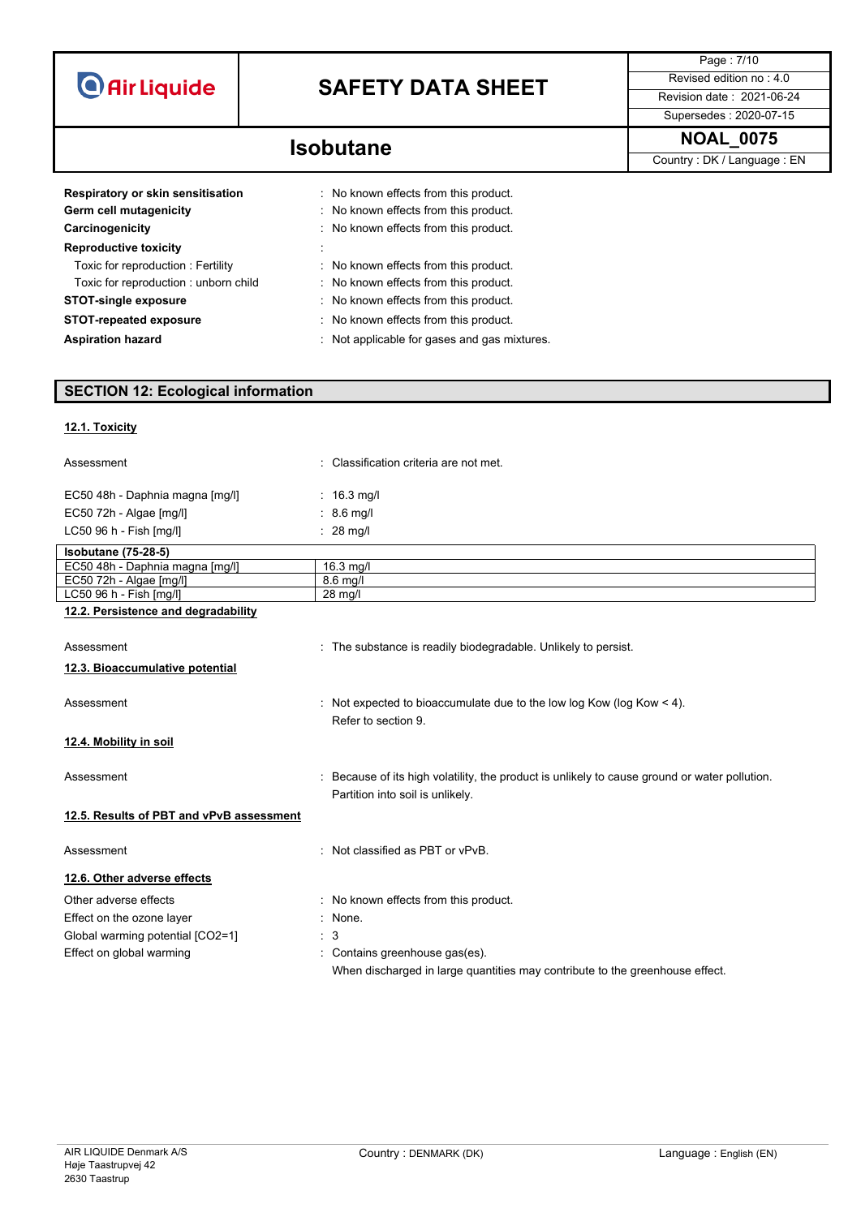| | |
|---|---|
| **Respiratory or skin sensitisation** | : No known effects from this product. |
| **Germ cell mutagenicity** | : No known effects from this product. |
| **Carcinogenicity** | : No known effects from this product. |
| **Reproductive toxicity** | : |
| Toxic for reproduction : Fertility | : No known effects from this product. |
| Toxic for reproduction : unborn child | : No known effects from this product. |
| **STOT-single exposure** | : No known effects from this product. |
| **STOT-repeated exposure** | : No known effects from this product. |
| **Aspiration hazard** | : Not applicable for gases and gas mixtures. |

## SECTION 12: Ecological information

### 12.1. Toxicity

| | |
|---|---|
| Assessment | : Classification criteria are not met. |
| EC50 48h - Daphnia magna [mg/l] | : 16.3 mg/l |
| EC50 72h - Algae [mg/l] | : 8.6 mg/l |
| LC50 96 h - Fish [mg/l] | : 28 mg/l |

| **Isobutane (75-28-5)** | |
|---|---|
| EC50 48h - Daphnia magna [mg/l] | 16.3 mg/l |
| EC50 72h - Algae [mg/l] | 8.6 mg/l |
| LC50 96 h - Fish [mg/l] | 28 mg/l |

### 12.2. Persistence and degradability

| | |
|---|---|
| Assessment | : The substance is readily biodegradable. Unlikely to persist. |

### 12.3. Bioaccumulative potential

| | |
|---|---|
| Assessment | : Not expected to bioaccumulate due to the low log Kow (log Kow < 4). Refer to section 9. |

### 12.4. Mobility in soil

| | |
|---|---|
| Assessment | : Because of its high volatility, the product is unlikely to cause ground or water pollution. Partition into soil is unlikely. |

### 12.5. Results of PBT and vPvB assessment

| | |
|---|---|
| Assessment | : Not classified as PBT or vPvB. |

### 12.6. Other adverse effects

| | |
|---|---|
| Other adverse effects | : No known effects from this product. |
| Effect on the ozone layer | : None. |
| Global warming potential [CO2=1] | : 3 |
| Effect on global warming | : Contains greenhouse gas(es). When discharged in large quantities may contribute to the greenhouse effect. |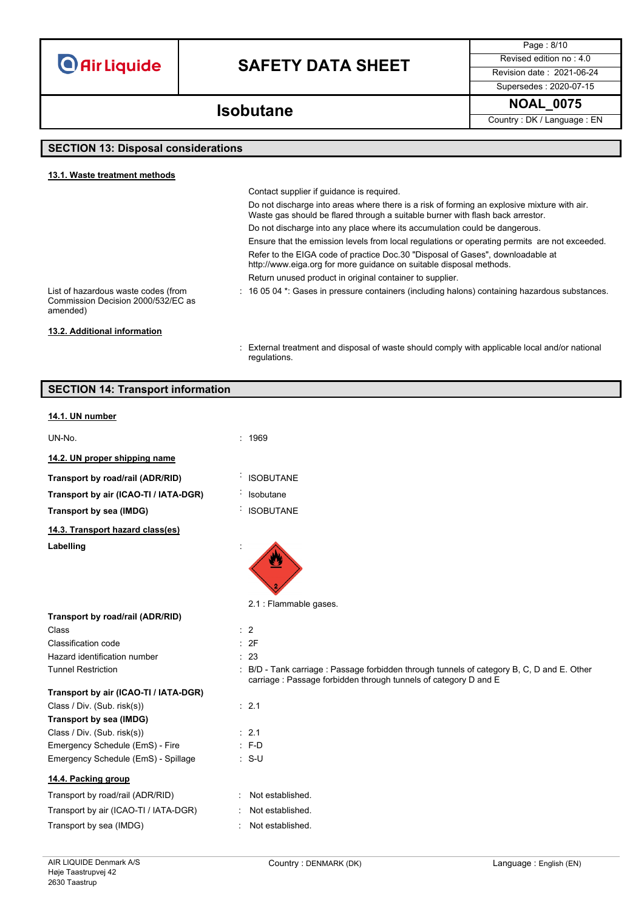## SECTION 13: Disposal considerations

### 13.1. Waste treatment methods

Contact supplier if guidance is required.

Do not discharge into areas where there is a risk of forming an explosive mixture with air. Waste gas should be flared through a suitable burner with flash back arrestor.

Do not discharge into any place where its accumulation could be dangerous.

Ensure that the emission levels from local regulations or operating permits are not exceeded.

Refer to the EIGA code of practice Doc.30 "Disposal of Gases", downloadable at http://www.eiga.org for more guidance on suitable disposal methods.

Return unused product in original container to supplier.

List of hazardous waste codes (from Commission Decision 2000/532/EC as amended) : 16 05 04 *: Gases in pressure containers (including halons) containing hazardous substances.

### 13.2. Additional information

: External treatment and disposal of waste should comply with applicable local and/or national regulations.

## SECTION 14: Transport information

### 14.1. UN number

UN-No. : 1969

### 14.2. UN proper shipping name

**Transport by road/rail (ADR/RID)** : ISOBUTANE

**Transport by air (ICAO-TI / IATA-DGR)** : Isobutane

**Transport by sea (IMDG)** : ISOBUTANE

### 14.3. Transport hazard class(es)

**Labelling** :

2.1 : Flammable gases.

**Transport by road/rail (ADR/RID)**

Class : 2

Classification code : 2F

Hazard identification number : 23

Tunnel Restriction : B/D - Tank carriage : Passage forbidden through tunnels of category B, C, D and E. Other carriage : Passage forbidden through tunnels of category D and E

**Transport by air (ICAO-TI / IATA-DGR)**

Class / Div. (Sub. risk(s)) : 2.1

**Transport by sea (IMDG)**

Class / Div. (Sub. risk(s)) : 2.1

Emergency Schedule (EmS) - Fire : F-D

Emergency Schedule (EmS) - Spillage : S-U

### 14.4. Packing group

Transport by road/rail (ADR/RID) : Not established.

Transport by air (ICAO-TI / IATA-DGR) : Not established.

Transport by sea (IMDG) : Not established.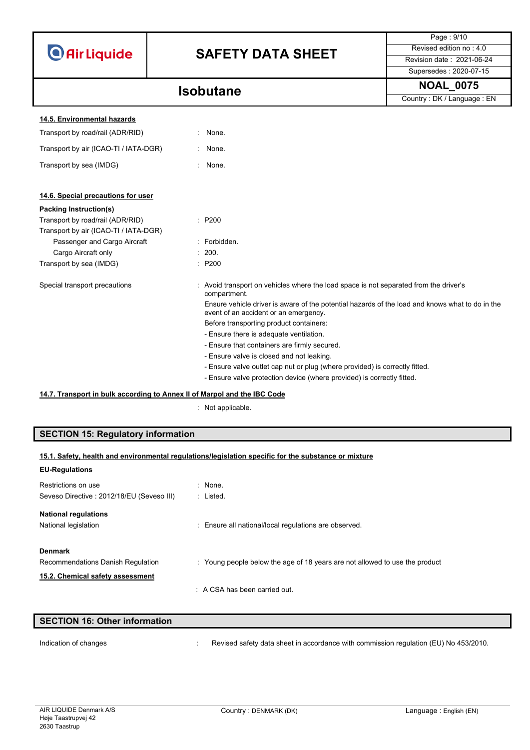#### 14.5. Environmental hazards

| | | |
|---|---|---|
| Transport by road/rail (ADR/RID) | : | None. |
| Transport by air (ICAO-TI / IATA-DGR) | : | None. |
| Transport by sea (IMDG) | : | None. |

#### 14.6. Special precautions for user

**Packing Instruction(s)**

| | | |
|---|---|---|
| Transport by road/rail (ADR/RID) | : | P200 |
| Transport by air (ICAO-TI / IATA-DGR) | | |
| Passenger and Cargo Aircraft | : | Forbidden. |
| Cargo Aircraft only | : | 200. |
| Transport by sea (IMDG) | : | P200 |

Special transport precautions : Avoid transport on vehicles where the load space is not separated from the driver's compartment.

Ensure vehicle driver is aware of the potential hazards of the load and knows what to do in the event of an accident or an emergency.

Before transporting product containers:

- Ensure there is adequate ventilation.
- Ensure that containers are firmly secured.
- Ensure valve is closed and not leaking.
- Ensure valve outlet cap nut or plug (where provided) is correctly fitted.
- Ensure valve protection device (where provided) is correctly fitted.

#### 14.7. Transport in bulk according to Annex II of Marpol and the IBC Code

: Not applicable.

## SECTION 15: Regulatory information

#### 15.1. Safety, health and environmental regulations/legislation specific for the substance or mixture

**EU-Regulations**

| | | |
|---|---|---|
| Restrictions on use | : | None. |
| Seveso Directive : 2012/18/EU (Seveso III) | : | Listed. |

**National regulations**

National legislation : Ensure all national/local regulations are observed.

**Denmark**

Recommendations Danish Regulation : Young people below the age of 18 years are not allowed to use the product

#### 15.2. Chemical safety assessment

: A CSA has been carried out.

## SECTION 16: Other information

Indication of changes : Revised safety data sheet in accordance with commission regulation (EU) No 453/2010.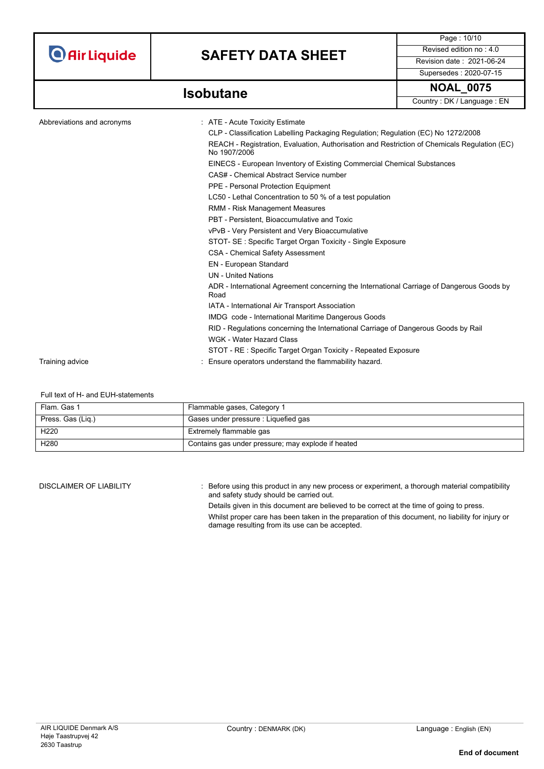Abbreviations and acronyms : ATE - Acute Toxicity Estimate

CLP - Classification Labelling Packaging Regulation; Regulation (EC) No 1272/2008

REACH - Registration, Evaluation, Authorisation and Restriction of Chemicals Regulation (EC) No 1907/2006

EINECS - European Inventory of Existing Commercial Chemical Substances

CAS# - Chemical Abstract Service number

PPE - Personal Protection Equipment

LC50 - Lethal Concentration to 50 % of a test population

RMM - Risk Management Measures

PBT - Persistent, Bioaccumulative and Toxic

vPvB - Very Persistent and Very Bioaccumulative

STOT- SE : Specific Target Organ Toxicity - Single Exposure

CSA - Chemical Safety Assessment

EN - European Standard

UN - United Nations

ADR - International Agreement concerning the International Carriage of Dangerous Goods by Road

IATA - International Air Transport Association

IMDG code - International Maritime Dangerous Goods

RID - Regulations concerning the International Carriage of Dangerous Goods by Rail

WGK - Water Hazard Class

STOT - RE : Specific Target Organ Toxicity - Repeated Exposure

Training advice : Ensure operators understand the flammability hazard.

Full text of H- and EUH-statements

| | |
|---|---|
| Flam. Gas 1 | Flammable gases, Category 1 |
| Press. Gas (Liq.) | Gases under pressure : Liquefied gas |
| H220 | Extremely flammable gas |
| H280 | Contains gas under pressure; may explode if heated |

DISCLAIMER OF LIABILITY : Before using this product in any new process or experiment, a thorough material compatibility and safety study should be carried out.

Details given in this document are believed to be correct at the time of going to press.

Whilst proper care has been taken in the preparation of this document, no liability for injury or damage resulting from its use can be accepted.

AIR LIQUIDE Denmark A/S
Høje Taastrupvej 42
2630 Taastrup

Country : DENMARK (DK)

Language : English (EN)

**End of document**